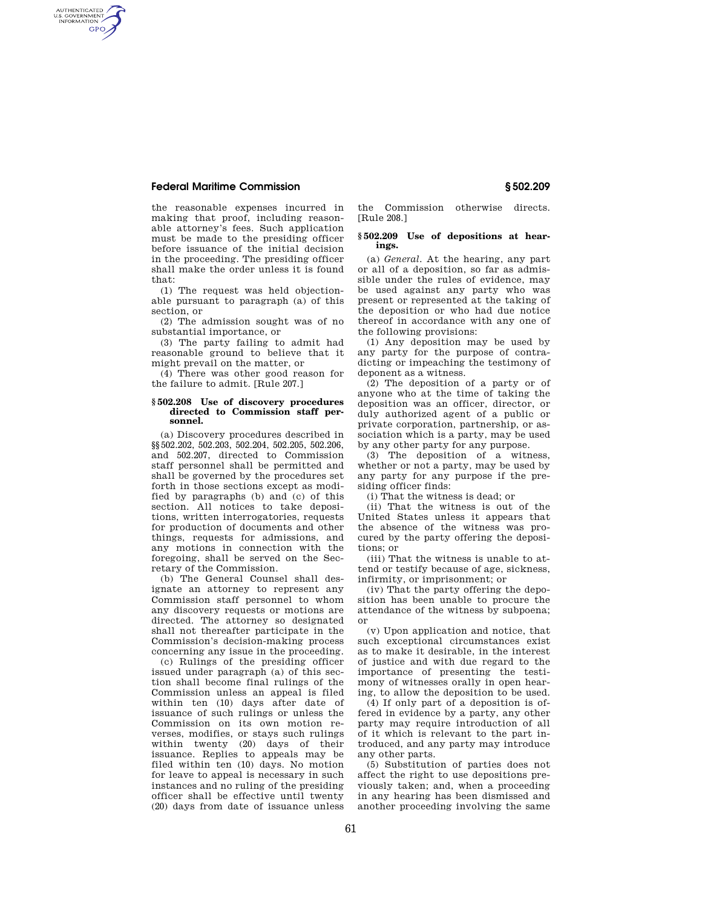the reasonable expenses incurred in making that proof, including reasonable attorney's fees. Such application must be made to the presiding officer before issuance of the initial decision in the proceeding. The presiding officer shall make the order unless it is found that:

(1) The request was held objectionable pursuant to paragraph (a) of this section, or

(2) The admission sought was of no substantial importance, or

(3) The party failing to admit had reasonable ground to believe that it might prevail on the matter, or

(4) There was other good reason for the failure to admit. [Rule 207.]

### § 502.208 Use of discovery procedures directed to Commission staff personnel.

(a) Discovery procedures described in §§ 502.202, 502.203, 502.204, 502.205, 502.206, and 502.207, directed to Commission staff personnel shall be permitted and shall be governed by the procedures set forth in those sections except as modified by paragraphs (b) and (c) of this section. All notices to take depositions, written interrogatories, requests for production of documents and other things, requests for admissions, and any motions in connection with the foregoing, shall be served on the Secretary of the Commission.

(b) The General Counsel shall designate an attorney to represent any Commission staff personnel to whom any discovery requests or motions are directed. The attorney so designated shall not thereafter participate in the Commission's decision-making process concerning any issue in the proceeding.

(c) Rulings of the presiding officer issued under paragraph (a) of this section shall become final rulings of the Commission unless an appeal is filed within ten (10) days after date of issuance of such rulings or unless the Commission on its own motion reverses, modifies, or stays such rulings within twenty (20) days of their issuance. Replies to appeals may be filed within ten (10) days. No motion for leave to appeal is necessary in such instances and no ruling of the presiding officer shall be effective until twenty (20) days from date of issuance unless the Commission otherwise directs. [Rule 208.]

### § 502.209 Use of depositions at hearings.

(a) *General.* At the hearing, any part or all of a deposition, so far as admissible under the rules of evidence, may be used against any party who was present or represented at the taking of the deposition or who had due notice thereof in accordance with any one of the following provisions:

(1) Any deposition may be used by any party for the purpose of contradicting or impeaching the testimony of deponent as a witness.

(2) The deposition of a party or of anyone who at the time of taking the deposition was an officer, director, or duly authorized agent of a public or private corporation, partnership, or association which is a party, may be used by any other party for any purpose.

(3) The deposition of a witness, whether or not a party, may be used by any party for any purpose if the presiding officer finds:

(i) That the witness is dead; or

(ii) That the witness is out of the United States unless it appears that the absence of the witness was procured by the party offering the depositions; or

(iii) That the witness is unable to attend or testify because of age, sickness, infirmity, or imprisonment; or

(iv) That the party offering the deposition has been unable to procure the attendance of the witness by subpoena; or

(v) Upon application and notice, that such exceptional circumstances exist as to make it desirable, in the interest of justice and with due regard to the importance of presenting the testimony of witnesses orally in open hearing, to allow the deposition to be used.

(4) If only part of a deposition is offered in evidence by a party, any other party may require introduction of all of it which is relevant to the part introduced, and any party may introduce any other parts.

(5) Substitution of parties does not affect the right to use depositions previously taken; and, when a proceeding in any hearing has been dismissed and another proceeding involving the same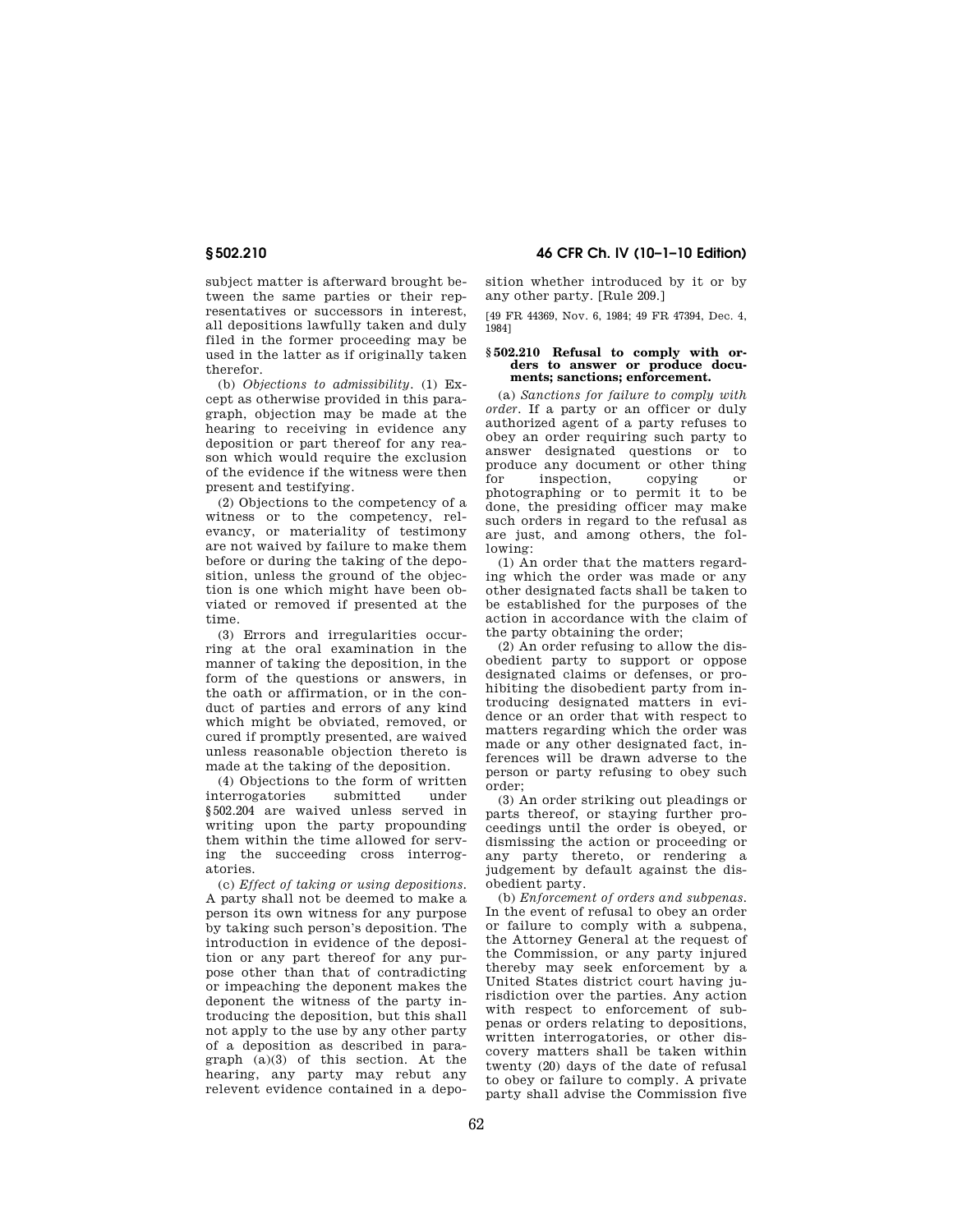subject matter is afterward brought between the same parties or their representatives or successors in interest, all depositions lawfully taken and duly filed in the former proceeding may be used in the latter as if originally taken therefor.

(b) *Objections to admissibility.* (1) Except as otherwise provided in this paragraph, objection may be made at the hearing to receiving in evidence any deposition or part thereof for any reason which would require the exclusion of the evidence if the witness were then present and testifying.

(2) Objections to the competency of a witness or to the competency, relevancy, or materiality of testimony are not waived by failure to make them before or during the taking of the deposition, unless the ground of the objection is one which might have been obviated or removed if presented at the time.

(3) Errors and irregularities occurring at the oral examination in the manner of taking the deposition, in the form of the questions or answers, in the oath or affirmation, or in the conduct of parties and errors of any kind which might be obviated, removed, or cured if promptly presented, are waived unless reasonable objection thereto is made at the taking of the deposition.

(4) Objections to the form of written interrogatories submitted under §502.204 are waived unless served in writing upon the party propounding them within the time allowed for serving the succeeding cross interrogatories.

(c) *Effect of taking or using depositions.* A party shall not be deemed to make a person its own witness for any purpose by taking such person's deposition. The introduction in evidence of the deposition or any part thereof for any purpose other than that of contradicting or impeaching the deponent makes the deponent the witness of the party introducing the deposition, but this shall not apply to the use by any other party of a deposition as described in paragraph (a)(3) of this section. At the hearing, any party may rebut any relevent evidence contained in a deposition whether introduced by it or by any other party. [Rule 209.]

[49 FR 44369, Nov. 6, 1984; 49 FR 47394, Dec. 4, 1984]

### § 502.210 Refusal to comply with orders to answer or produce documents; sanctions; enforcement.

(a) *Sanctions for failure to comply with order.* If a party or an officer or duly authorized agent of a party refuses to obey an order requiring such party to answer designated questions or to produce any document or other thing for inspection, copying or photographing or to permit it to be done, the presiding officer may make such orders in regard to the refusal as are just, and among others, the following:

(1) An order that the matters regarding which the order was made or any other designated facts shall be taken to be established for the purposes of the action in accordance with the claim of the party obtaining the order;

(2) An order refusing to allow the disobedient party to support or oppose designated claims or defenses, or prohibiting the disobedient party from introducing designated matters in evidence or an order that with respect to matters regarding which the order was made or any other designated fact, inferences will be drawn adverse to the person or party refusing to obey such order;

(3) An order striking out pleadings or parts thereof, or staying further proceedings until the order is obeyed, or dismissing the action or proceeding or any party thereto, or rendering a judgement by default against the disobedient party.

(b) *Enforcement of orders and subpenas.* In the event of refusal to obey an order or failure to comply with a subpena, the Attorney General at the request of the Commission, or any party injured thereby may seek enforcement by a United States district court having jurisdiction over the parties. Any action with respect to enforcement of subpenas or orders relating to depositions, written interrogatories, or other discovery matters shall be taken within twenty (20) days of the date of refusal to obey or failure to comply. A private party shall advise the Commission five